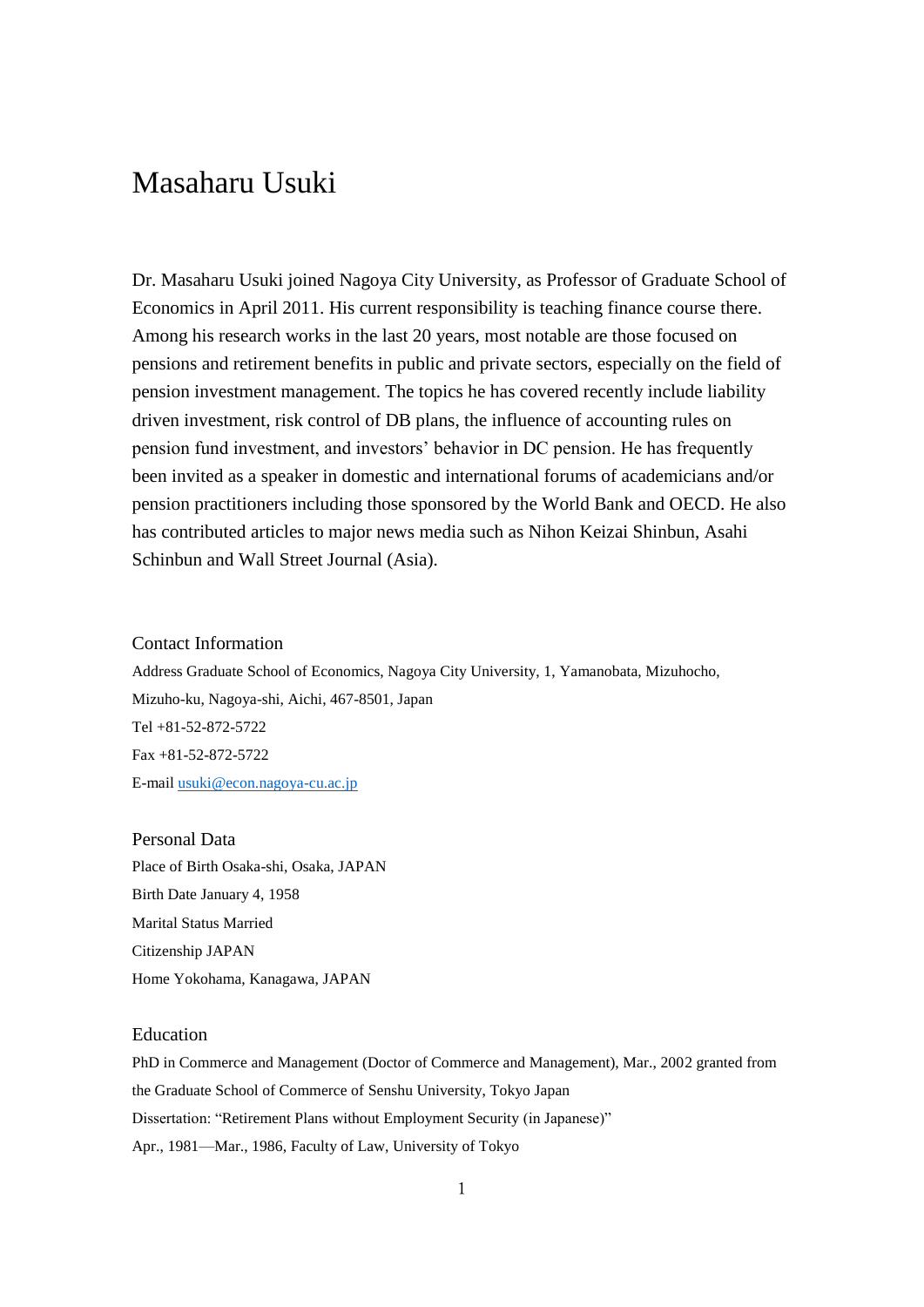# Masaharu Usuki

Dr. Masaharu Usuki joined Nagoya City University, as Professor of Graduate School of Economics in April 2011. His current responsibility is teaching finance course there. Among his research works in the last 20 years, most notable are those focused on pensions and retirement benefits in public and private sectors, especially on the field of pension investment management. The topics he has covered recently include liability driven investment, risk control of DB plans, the influence of accounting rules on pension fund investment, and investors' behavior in DC pension. He has frequently been invited as a speaker in domestic and international forums of academicians and/or pension practitioners including those sponsored by the World Bank and OECD. He also has contributed articles to major news media such as Nihon Keizai Shinbun, Asahi Schinbun and Wall Street Journal (Asia).

## Contact Information

Address Graduate School of Economics, Nagoya City University, 1, Yamanobata, Mizuhocho, Mizuho-ku, Nagoya-shi, Aichi, 467-8501, Japan

Tel +81-52-872-5722

Fax +81-52-872-5722

E-mail usuki@econ.nagoya-cu.ac.jp

## Personal Data

Place of Birth Osaka-shi, Osaka, JAPAN

Birth Date January 4, 1958

Marital Status Married

Citizenship JAPAN

Home Yokohama, Kanagawa, JAPAN

## Education

PhD in Commerce and Management (Doctor of Commerce and Management), Mar., 2002 granted from the Graduate School of Commerce of Senshu University, Tokyo Japan

Dissertation: "Retirement Plans without Employment Security (in Japanese)"

Apr., 1981—Mar., 1986, Faculty of Law, University of Tokyo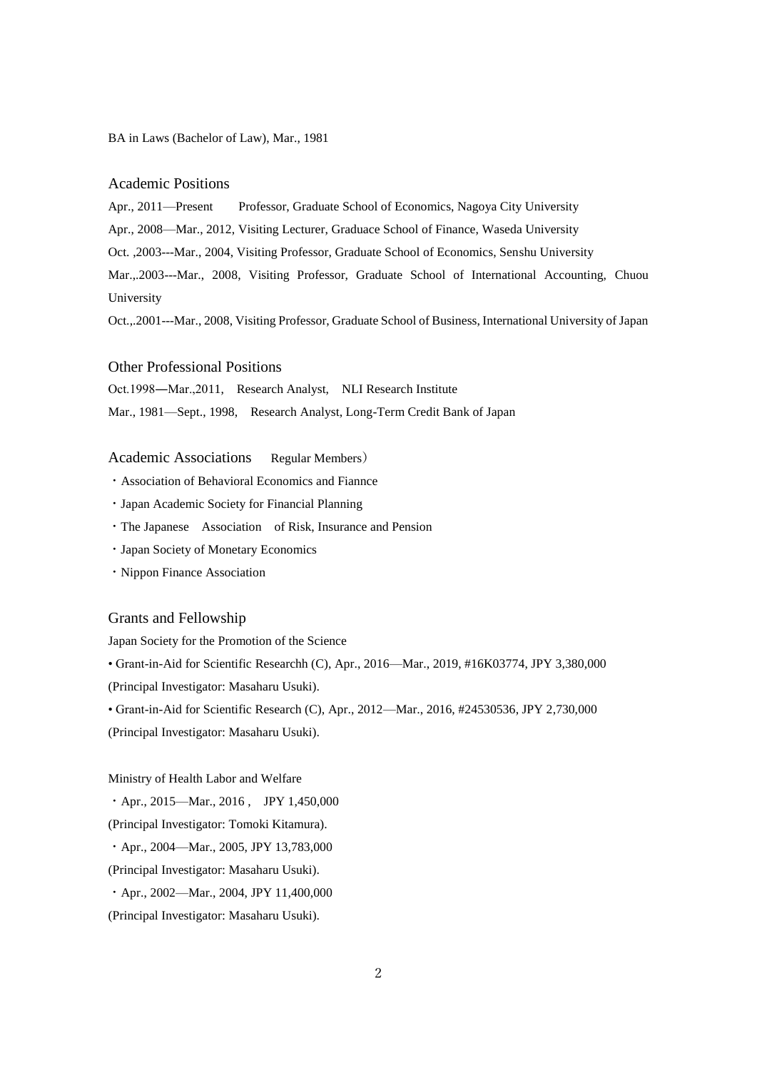BA in Laws (Bachelor of Law), Mar., 1981

## Academic Positions

Apr., 2011—Present　Professor, Graduate School of Economics, Nagoya City University

Apr., 2008—Mar., 2012, Visiting Lecturer, Graduace School of Finance, Waseda University

Oct. ,2003---Mar., 2004, Visiting Professor, Graduate School of Economics, Senshu University

Mar.,.2003---Mar., 2008, Visiting Professor, Graduate School of International Accounting, Chuou University

Oct.,.2001---Mar., 2008, Visiting Professor, Graduate School of Business, International University of Japan

## Other Professional Positions

Oct.1998―Mar.,2011,　Research Analyst,　NLI Research Institute

Mar., 1981—Sept., 1998,　Research Analyst, Long-Term Credit Bank of Japan

## Academic Associations　Regular Members）

・Association of Behavioral Economics and Fiannce

・Japan Academic Society for Financial Planning

・The Japanese　Association　of Risk, Insurance and Pension

・Japan Society of Monetary Economics

・Nippon Finance Association

## Grants and Fellowship

Japan Society for the Promotion of the Science

• Grant-in-Aid for Scientific Researchh (C), Apr., 2016—Mar., 2019, #16K03774, JPY 3,380,000 (Principal Investigator: Masaharu Usuki).

• Grant-in-Aid for Scientific Research (C), Apr., 2012—Mar., 2016, #24530536, JPY 2,730,000 (Principal Investigator: Masaharu Usuki).

Ministry of Health Labor and Welfare

・Apr., 2015—Mar., 2016 ,　JPY 1,450,000
(Principal Investigator: Tomoki Kitamura).

・Apr., 2004—Mar., 2005, JPY 13,783,000
(Principal Investigator: Masaharu Usuki).

・Apr., 2002—Mar., 2004, JPY 11,400,000
(Principal Investigator: Masaharu Usuki).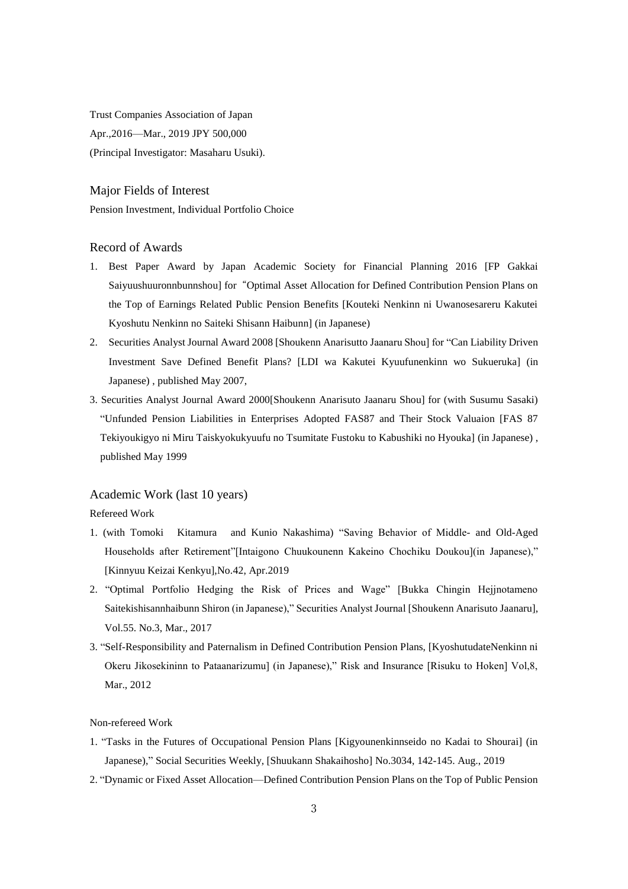Trust Companies Association of Japan

Apr.,2016—Mar., 2019 JPY 500,000

(Principal Investigator: Masaharu Usuki).

## Major Fields of Interest

Pension Investment, Individual Portfolio Choice

## Record of Awards

1. Best Paper Award by Japan Academic Society for Financial Planning 2016 [FP Gakkai Saiyuushuuronnbunnshou] for "Optimal Asset Allocation for Defined Contribution Pension Plans on the Top of Earnings Related Public Pension Benefits [Kouteki Nenkinn ni Uwanosesareru Kakutei Kyoshutu Nenkinn no Saiteki Shisann Haibunn] (in Japanese)
2. Securities Analyst Journal Award 2008 [Shoukenn Anarisutto Jaanaru Shou] for "Can Liability Driven Investment Save Defined Benefit Plans? [LDI wa Kakutei Kyuufunenkinn wo Sukueruka] (in Japanese) , published May 2007,
3. Securities Analyst Journal Award 2000[Shoukenn Anarisuto Jaanaru Shou] for (with Susumu Sasaki) "Unfunded Pension Liabilities in Enterprises Adopted FAS87 and Their Stock Valuaion [FAS 87 Tekiyoukigyo ni Miru Taiskyokukyuufu no Tsumitate Fustoku to Kabushiki no Hyouka] (in Japanese) , published May 1999

## Academic Work (last 10 years)

### Refereed Work

1. (with Tomoki Kitamura and Kunio Nakashima) "Saving Behavior of Middle- and Old-Aged Households after Retirement"[Intaigono Chuukounenn Kakeino Chochiku Doukou](in Japanese)," [Kinnyuu Keizai Kenkyu],No.42, Apr.2019
2. "Optimal Portfolio Hedging the Risk of Prices and Wage" [Bukka Chingin Hejjnotameno Saitekishisannhaibunn Shiron (in Japanese)," Securities Analyst Journal [Shoukenn Anarisuto Jaanaru], Vol.55. No.3, Mar., 2017
3. "Self-Responsibility and Paternalism in Defined Contribution Pension Plans, [KyoshutudateNenkinn ni Okeru Jikosekininn to Pataanarizumu] (in Japanese)," Risk and Insurance [Risuku to Hoken] Vol,8, Mar., 2012

### Non-refereed Work

1. "Tasks in the Futures of Occupational Pension Plans [Kigyounenkinnseido no Kadai to Shourai] (in Japanese)," Social Securities Weekly, [Shuukann Shakaihosho] No.3034, 142-145. Aug., 2019
2. "Dynamic or Fixed Asset Allocation—Defined Contribution Pension Plans on the Top of Public Pension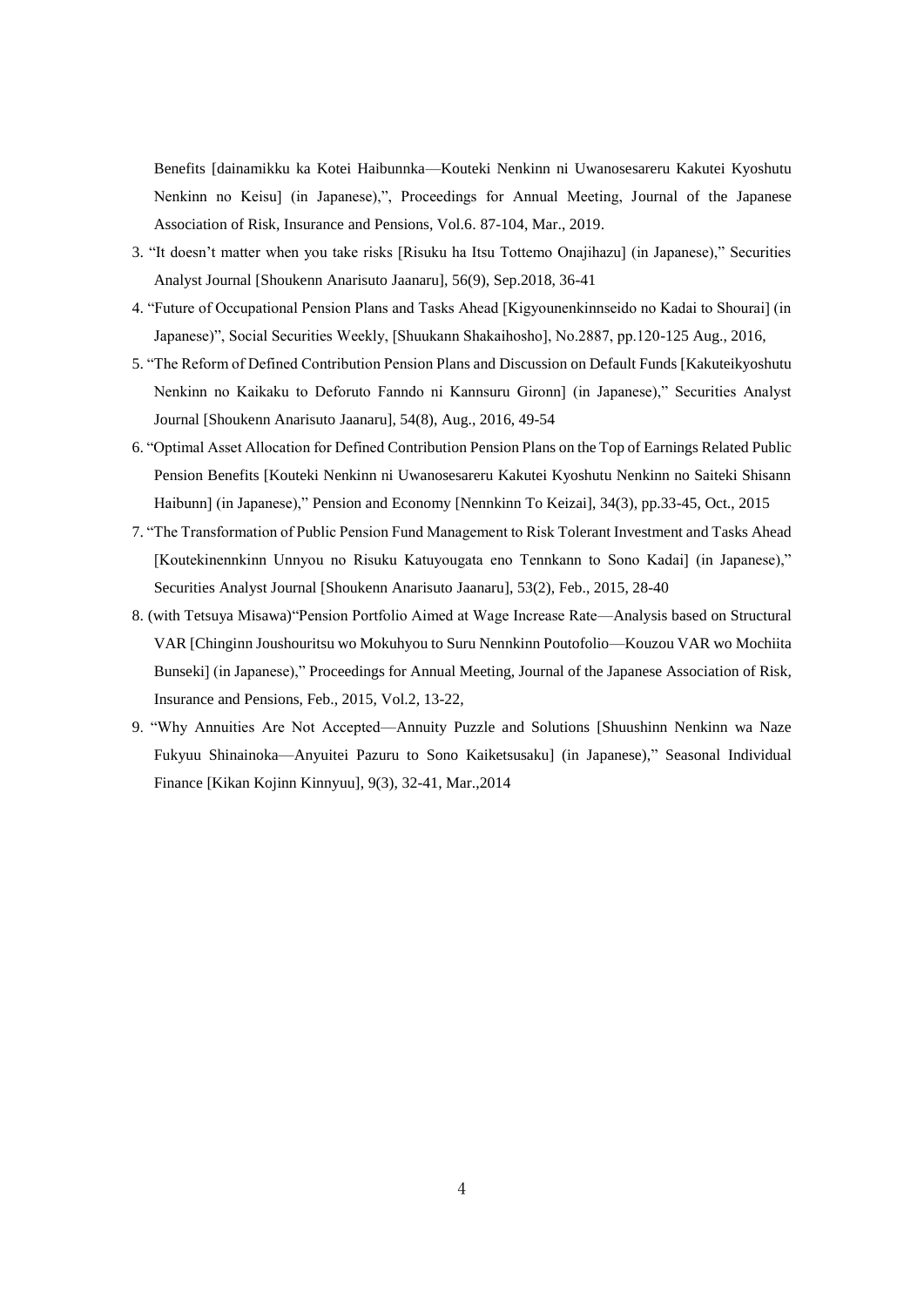Benefits [dainamikku ka Kotei Haibunnka—Kouteki Nenkinn ni Uwanosesareru Kakutei Kyoshutu Nenkinn no Keisu] (in Japanese),", Proceedings for Annual Meeting, Journal of the Japanese Association of Risk, Insurance and Pensions, Vol.6. 87-104, Mar., 2019.

3. "It doesn't matter when you take risks [Risuku ha Itsu Tottemo Onajihazu] (in Japanese)," Securities Analyst Journal [Shoukenn Anarisuto Jaanaru], 56(9), Sep.2018, 36-41
4. "Future of Occupational Pension Plans and Tasks Ahead [Kigyounenkinnseido no Kadai to Shourai] (in Japanese)", Social Securities Weekly, [Shuukann Shakaihosho], No.2887, pp.120-125 Aug., 2016,
5. "The Reform of Defined Contribution Pension Plans and Discussion on Default Funds [Kakuteikyoshutu Nenkinn no Kaikaku to Deforuto Fanndo ni Kannsuru Gironn] (in Japanese)," Securities Analyst Journal [Shoukenn Anarisuto Jaanaru], 54(8), Aug., 2016, 49-54
6. "Optimal Asset Allocation for Defined Contribution Pension Plans on the Top of Earnings Related Public Pension Benefits [Kouteki Nenkinn ni Uwanosesareru Kakutei Kyoshutu Nenkinn no Saiteki Shisann Haibunn] (in Japanese)," Pension and Economy [Nennkinn To Keizai], 34(3), pp.33-45, Oct., 2015
7. "The Transformation of Public Pension Fund Management to Risk Tolerant Investment and Tasks Ahead [Koutekinennkinn Unnyou no Risuku Katuyougata eno Tennkann to Sono Kadai] (in Japanese)," Securities Analyst Journal [Shoukenn Anarisuto Jaanaru], 53(2), Feb., 2015, 28-40
8. (with Tetsuya Misawa)"Pension Portfolio Aimed at Wage Increase Rate—Analysis based on Structural VAR [Chinginn Joushouritsu wo Mokuhyou to Suru Nennkinn Poutofolio—Kouzou VAR wo Mochiita Bunseki] (in Japanese)," Proceedings for Annual Meeting, Journal of the Japanese Association of Risk, Insurance and Pensions, Feb., 2015, Vol.2, 13-22,
9. "Why Annuities Are Not Accepted—Annuity Puzzle and Solutions [Shuushinn Nenkinn wa Naze Fukyuu Shinainoka—Anyuitei Pazuru to Sono Kaiketsusaku] (in Japanese)," Seasonal Individual Finance [Kikan Kojinn Kinnyuu], 9(3), 32-41, Mar.,2014